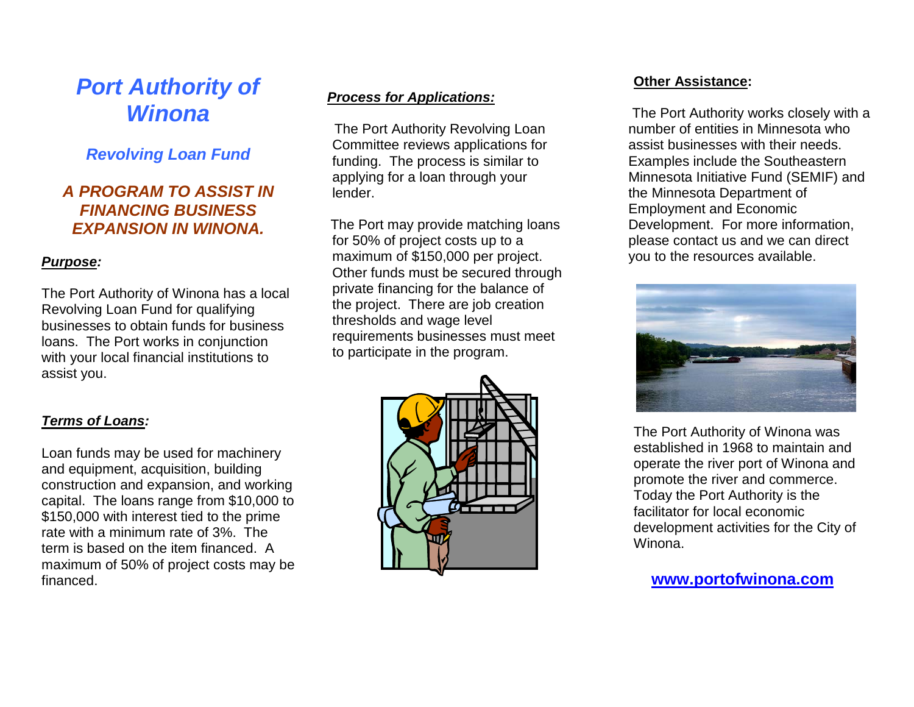# *Port Authority of Winona*

## *Revolving Loan Fund*

### *A PROGRAM TO ASSIST IN FINANCING BUSINESS EXPANSION IN WINONA.*

***Purpose:***

The Port Authority of Winona has a local Revolving Loan Fund for qualifying businesses to obtain funds for business loans. The Port works in conjunction with your local financial institutions to assist you.

***Terms of Loans:***

Loan funds may be used for machinery and equipment, acquisition, building construction and expansion, and working capital. The loans range from $10,000 to $150,000 with interest tied to the prime rate with a minimum rate of 3%. The term is based on the item financed. A maximum of 50% of project costs may be financed.

***Process for Applications:***

The Port Authority Revolving Loan Committee reviews applications for funding. The process is similar to applying for a loan through your lender.

The Port may provide matching loans for 50% of project costs up to a maximum of $150,000 per project. Other funds must be secured through private financing for the balance of the project. There are job creation thresholds and wage level requirements businesses must meet to participate in the program.

**Other Assistance:**

The Port Authority works closely with a number of entities in Minnesota who assist businesses with their needs. Examples include the Southeastern Minnesota Initiative Fund (SEMIF) and the Minnesota Department of Employment and Economic Development. For more information, please contact us and we can direct you to the resources available.

The Port Authority of Winona was established in 1968 to maintain and operate the river port of Winona and promote the river and commerce. Today the Port Authority is the facilitator for local economic development activities for the City of Winona.

**www.portofwinona.com**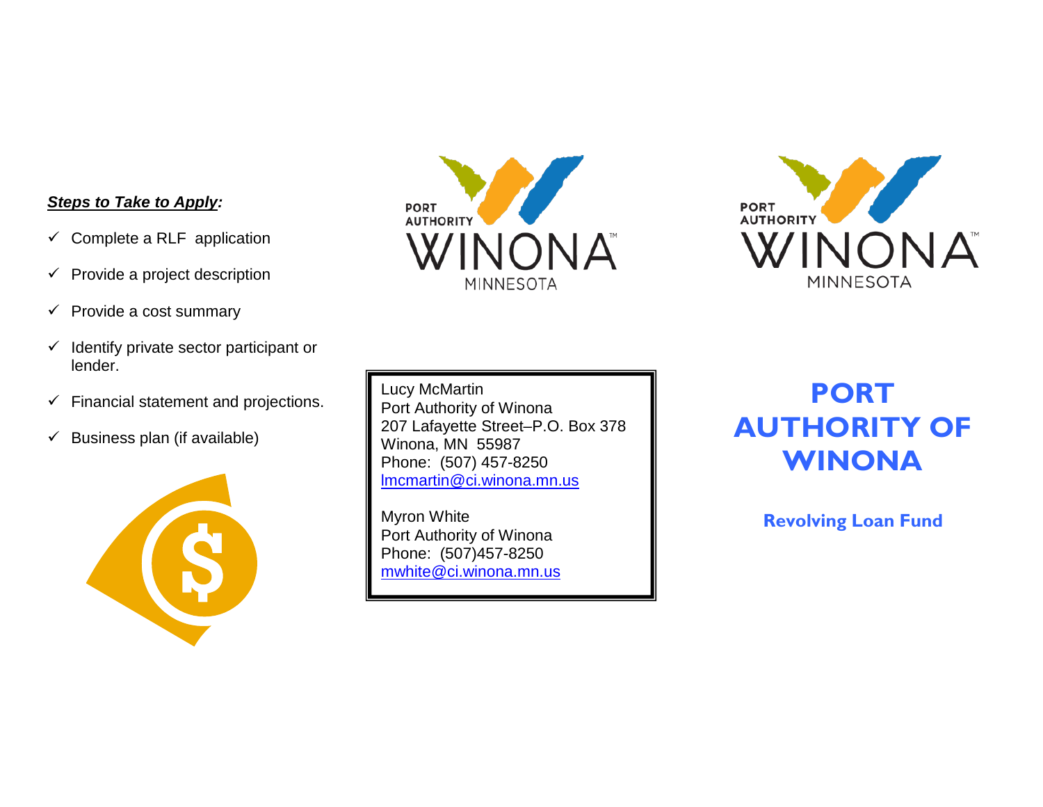***Steps to Take to Apply*:**

- ✓ Complete a RLF application
- ✓ Provide a project description
- ✓ Provide a cost summary
- ✓ Identify private sector participant or lender.
- ✓ Financial statement and projections.
- ✓ Business plan (if available)

PORT AUTHORITY WINONA MINNESOTA

Lucy McMartin
Port Authority of Winona
207 Lafayette Street–P.O. Box 378
Winona, MN 55987
Phone: (507) 457-8250
lmcmartin@ci.winona.mn.us

Myron White
Port Authority of Winona
Phone: (507)457-8250
mwhite@ci.winona.mn.us

PORT AUTHORITY WINONA MINNESOTA

# PORT AUTHORITY OF WINONA

## Revolving Loan Fund